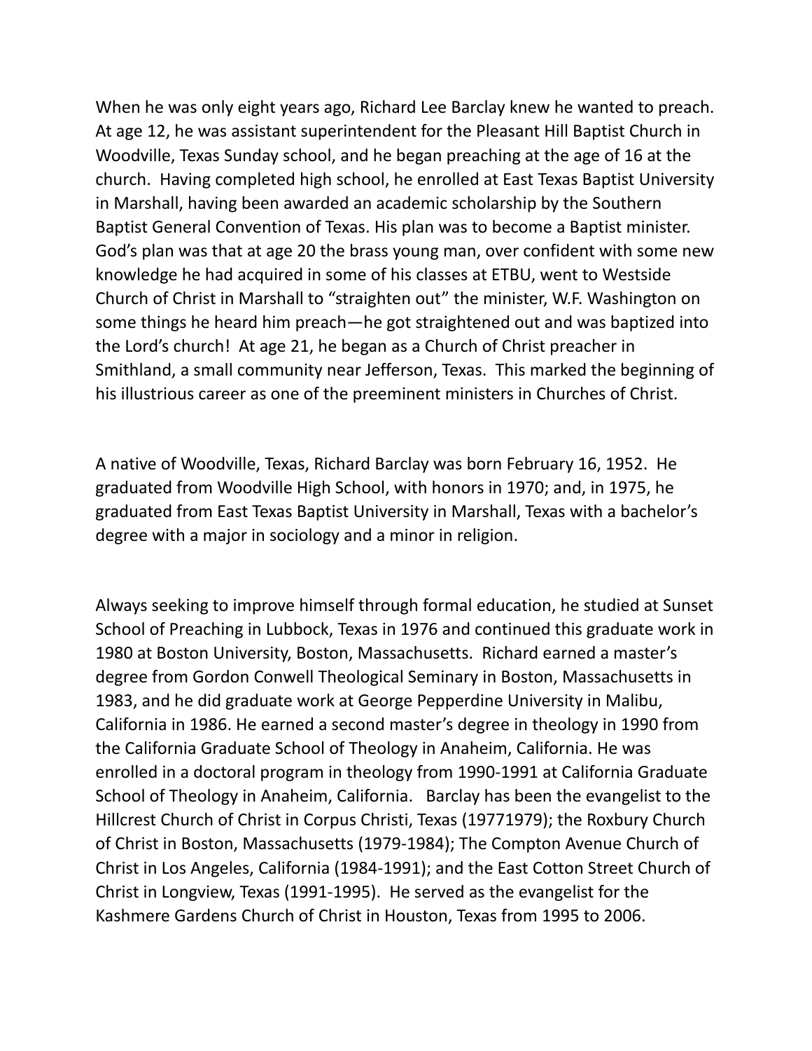When he was only eight years ago, Richard Lee Barclay knew he wanted to preach. At age 12, he was assistant superintendent for the Pleasant Hill Baptist Church in Woodville, Texas Sunday school, and he began preaching at the age of 16 at the church. Having completed high school, he enrolled at East Texas Baptist University in Marshall, having been awarded an academic scholarship by the Southern Baptist General Convention of Texas. His plan was to become a Baptist minister. God's plan was that at age 20 the brass young man, over confident with some new knowledge he had acquired in some of his classes at ETBU, went to Westside Church of Christ in Marshall to "straighten out" the minister, W.F. Washington on some things he heard him preach—he got straightened out and was baptized into the Lord's church! At age 21, he began as a Church of Christ preacher in Smithland, a small community near Jefferson, Texas. This marked the beginning of his illustrious career as one of the preeminent ministers in Churches of Christ.

A native of Woodville, Texas, Richard Barclay was born February 16, 1952. He graduated from Woodville High School, with honors in 1970; and, in 1975, he graduated from East Texas Baptist University in Marshall, Texas with a bachelor's degree with a major in sociology and a minor in religion.

Always seeking to improve himself through formal education, he studied at Sunset School of Preaching in Lubbock, Texas in 1976 and continued this graduate work in 1980 at Boston University, Boston, Massachusetts. Richard earned a master's degree from Gordon Conwell Theological Seminary in Boston, Massachusetts in 1983, and he did graduate work at George Pepperdine University in Malibu, California in 1986. He earned a second master's degree in theology in 1990 from the California Graduate School of Theology in Anaheim, California. He was enrolled in a doctoral program in theology from 1990-1991 at California Graduate School of Theology in Anaheim, California. Barclay has been the evangelist to the Hillcrest Church of Christ in Corpus Christi, Texas (19771979); the Roxbury Church of Christ in Boston, Massachusetts (1979-1984); The Compton Avenue Church of Christ in Los Angeles, California (1984-1991); and the East Cotton Street Church of Christ in Longview, Texas (1991-1995). He served as the evangelist for the Kashmere Gardens Church of Christ in Houston, Texas from 1995 to 2006.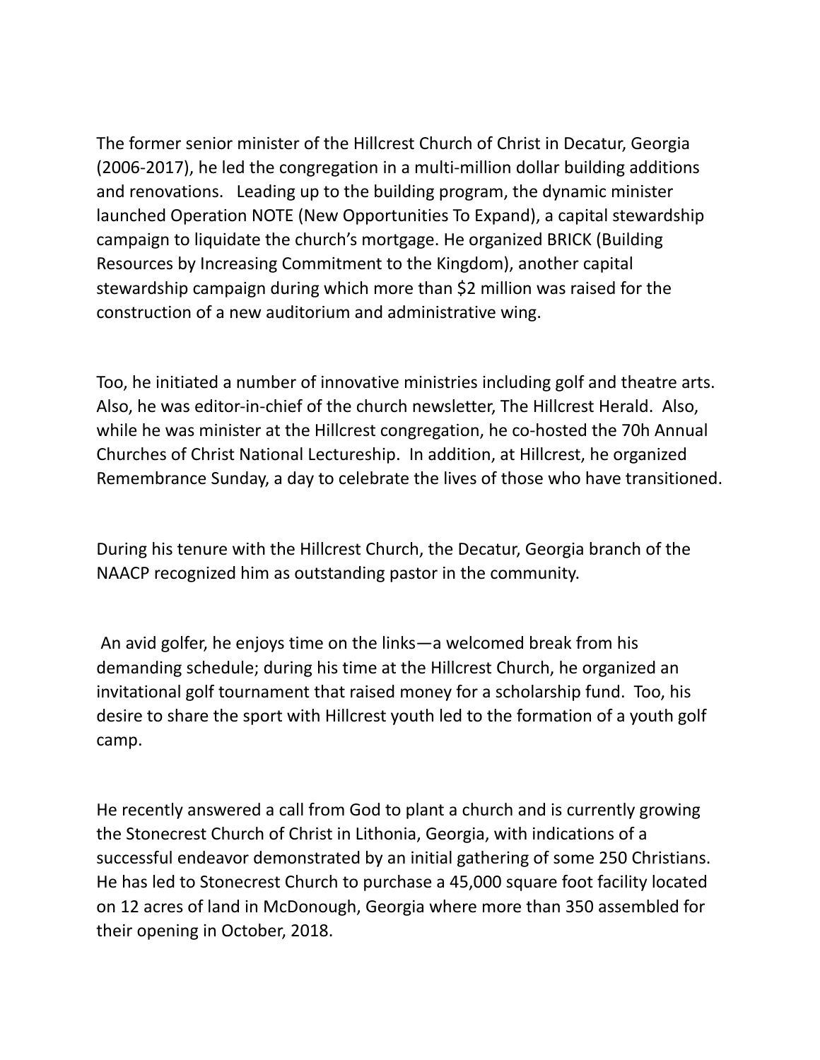The former senior minister of the Hillcrest Church of Christ in Decatur, Georgia (2006-2017), he led the congregation in a multi-million dollar building additions and renovations. Leading up to the building program, the dynamic minister launched Operation NOTE (New Opportunities To Expand), a capital stewardship campaign to liquidate the church's mortgage. He organized BRICK (Building Resources by Increasing Commitment to the Kingdom), another capital stewardship campaign during which more than $2 million was raised for the construction of a new auditorium and administrative wing.

Too, he initiated a number of innovative ministries including golf and theatre arts. Also, he was editor-in-chief of the church newsletter, The Hillcrest Herald. Also, while he was minister at the Hillcrest congregation, he co-hosted the 70h Annual Churches of Christ National Lectureship. In addition, at Hillcrest, he organized Remembrance Sunday, a day to celebrate the lives of those who have transitioned.

During his tenure with the Hillcrest Church, the Decatur, Georgia branch of the NAACP recognized him as outstanding pastor in the community.

An avid golfer, he enjoys time on the links—a welcomed break from his demanding schedule; during his time at the Hillcrest Church, he organized an invitational golf tournament that raised money for a scholarship fund. Too, his desire to share the sport with Hillcrest youth led to the formation of a youth golf camp.

He recently answered a call from God to plant a church and is currently growing the Stonecrest Church of Christ in Lithonia, Georgia, with indications of a successful endeavor demonstrated by an initial gathering of some 250 Christians. He has led to Stonecrest Church to purchase a 45,000 square foot facility located on 12 acres of land in McDonough, Georgia where more than 350 assembled for their opening in October, 2018.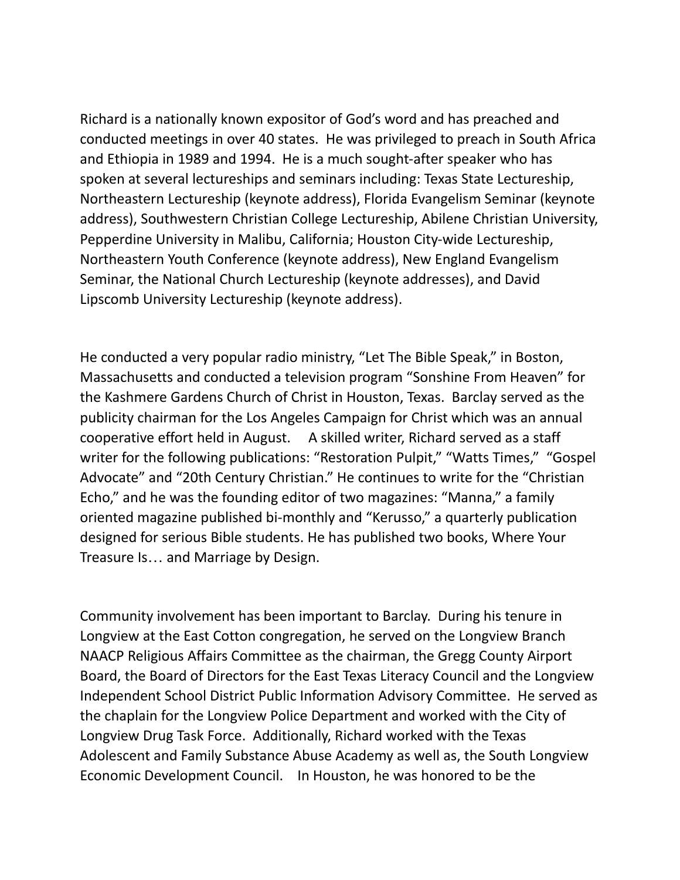Richard is a nationally known expositor of God's word and has preached and conducted meetings in over 40 states. He was privileged to preach in South Africa and Ethiopia in 1989 and 1994. He is a much sought-after speaker who has spoken at several lectureships and seminars including: Texas State Lectureship, Northeastern Lectureship (keynote address), Florida Evangelism Seminar (keynote address), Southwestern Christian College Lectureship, Abilene Christian University, Pepperdine University in Malibu, California; Houston City-wide Lectureship, Northeastern Youth Conference (keynote address), New England Evangelism Seminar, the National Church Lectureship (keynote addresses), and David Lipscomb University Lectureship (keynote address).

He conducted a very popular radio ministry, "Let The Bible Speak," in Boston, Massachusetts and conducted a television program "Sonshine From Heaven" for the Kashmere Gardens Church of Christ in Houston, Texas. Barclay served as the publicity chairman for the Los Angeles Campaign for Christ which was an annual cooperative effort held in August. A skilled writer, Richard served as a staff writer for the following publications: "Restoration Pulpit," "Watts Times," "Gospel Advocate" and "20th Century Christian." He continues to write for the "Christian Echo," and he was the founding editor of two magazines: "Manna," a family oriented magazine published bi-monthly and "Kerusso," a quarterly publication designed for serious Bible students. He has published two books, Where Your Treasure Is… and Marriage by Design.

Community involvement has been important to Barclay. During his tenure in Longview at the East Cotton congregation, he served on the Longview Branch NAACP Religious Affairs Committee as the chairman, the Gregg County Airport Board, the Board of Directors for the East Texas Literacy Council and the Longview Independent School District Public Information Advisory Committee. He served as the chaplain for the Longview Police Department and worked with the City of Longview Drug Task Force. Additionally, Richard worked with the Texas Adolescent and Family Substance Abuse Academy as well as, the South Longview Economic Development Council. In Houston, he was honored to be the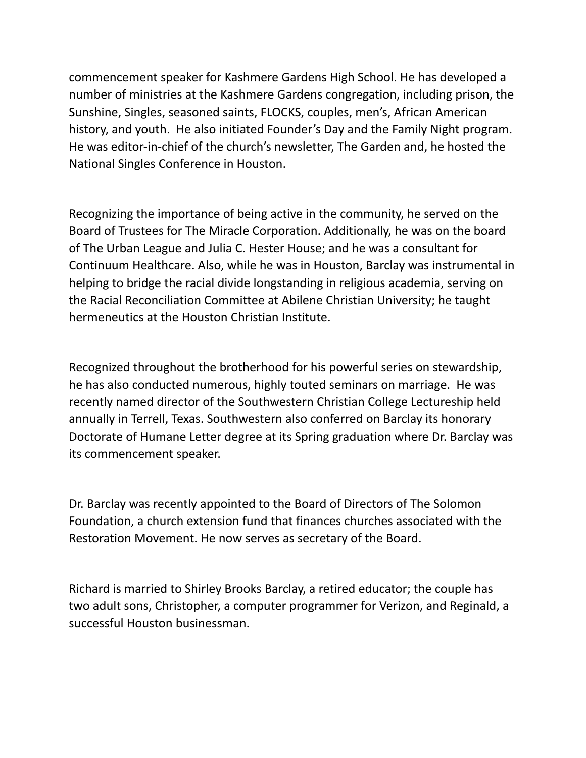commencement speaker for Kashmere Gardens High School. He has developed a number of ministries at the Kashmere Gardens congregation, including prison, the Sunshine, Singles, seasoned saints, FLOCKS, couples, men's, African American history, and youth. He also initiated Founder's Day and the Family Night program. He was editor-in-chief of the church's newsletter, The Garden and, he hosted the National Singles Conference in Houston.

Recognizing the importance of being active in the community, he served on the Board of Trustees for The Miracle Corporation. Additionally, he was on the board of The Urban League and Julia C. Hester House; and he was a consultant for Continuum Healthcare. Also, while he was in Houston, Barclay was instrumental in helping to bridge the racial divide longstanding in religious academia, serving on the Racial Reconciliation Committee at Abilene Christian University; he taught hermeneutics at the Houston Christian Institute.

Recognized throughout the brotherhood for his powerful series on stewardship, he has also conducted numerous, highly touted seminars on marriage. He was recently named director of the Southwestern Christian College Lectureship held annually in Terrell, Texas. Southwestern also conferred on Barclay its honorary Doctorate of Humane Letter degree at its Spring graduation where Dr. Barclay was its commencement speaker.

Dr. Barclay was recently appointed to the Board of Directors of The Solomon Foundation, a church extension fund that finances churches associated with the Restoration Movement. He now serves as secretary of the Board.

Richard is married to Shirley Brooks Barclay, a retired educator; the couple has two adult sons, Christopher, a computer programmer for Verizon, and Reginald, a successful Houston businessman.